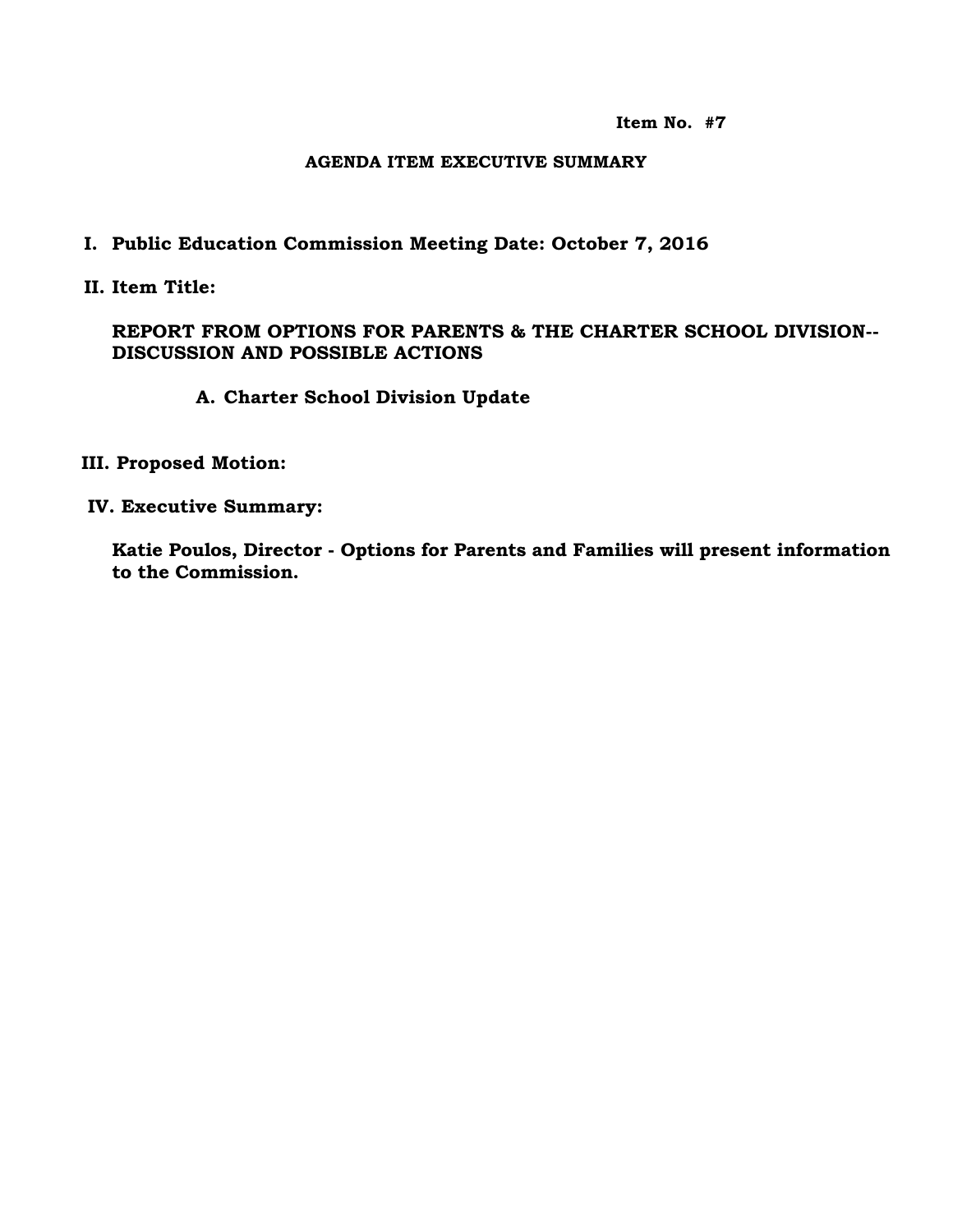**Item No. #7**

**AGENDA ITEM EXECUTIVE SUMMARY**

**I. Public Education Commission Meeting Date: October 7, 2016**

**II. Item Title:**

**REPORT FROM OPTIONS FOR PARENTS & THE CHARTER SCHOOL DIVISION--DISCUSSION AND POSSIBLE ACTIONS**

**A. Charter School Division Update**

**III. Proposed Motion:**

**IV. Executive Summary:**

**Katie Poulos, Director - Options for Parents and Families will present information to the Commission.**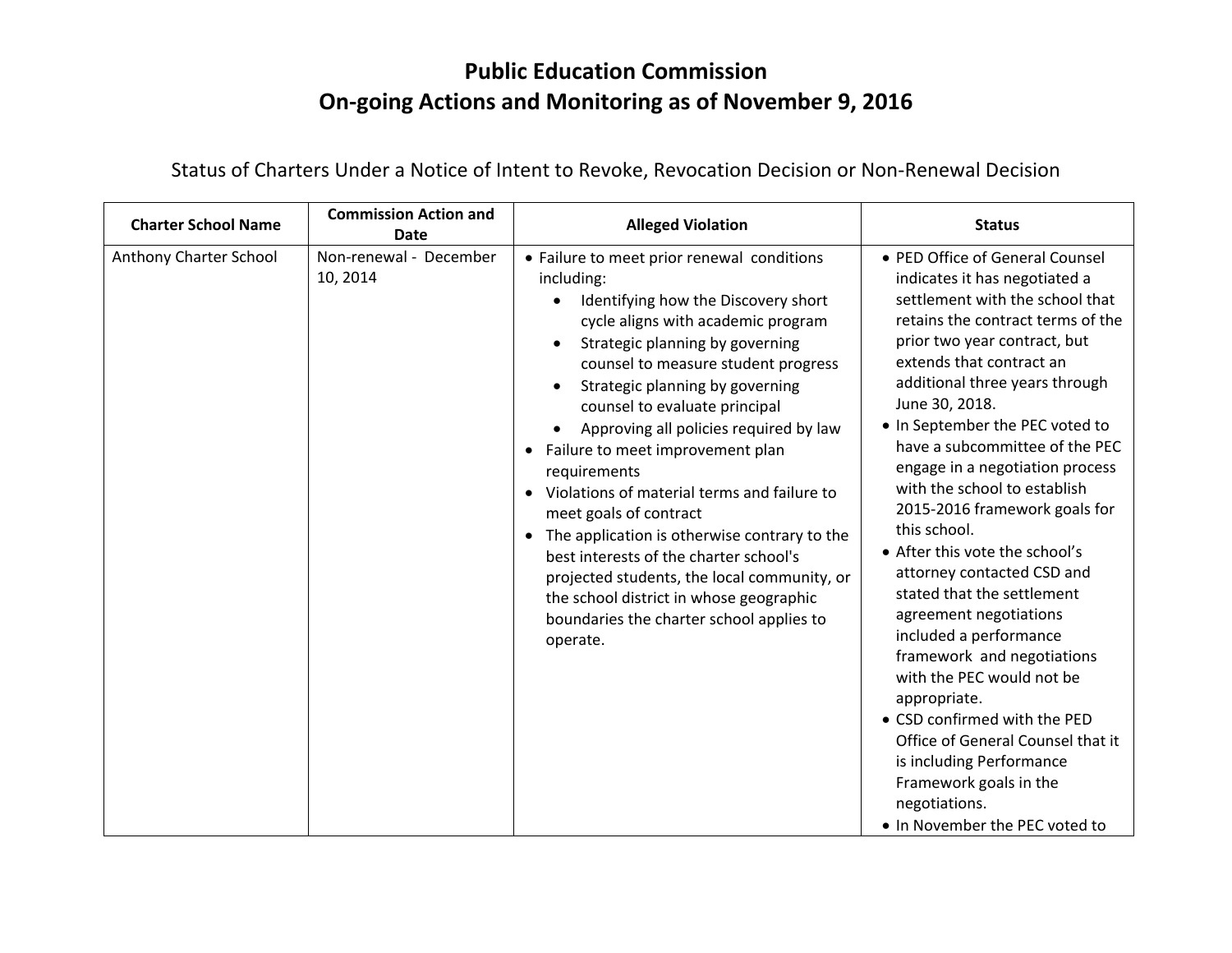# Public Education Commission
# On-going Actions and Monitoring as of November 9, 2016

## Status of Charters Under a Notice of Intent to Revoke, Revocation Decision or Non-Renewal Decision

| Charter School Name | Commission Action and Date | Alleged Violation | Status |
|---|---|---|---|
| Anthony Charter School | Non-renewal - December 10, 2014 | • Failure to meet prior renewal conditions including:<br>  ◦ Identifying how the Discovery short cycle aligns with academic program<br>  ◦ Strategic planning by governing counsel to measure student progress<br>  ◦ Strategic planning by governing counsel to evaluate principal<br>  ◦ Approving all policies required by law<br>• Failure to meet improvement plan requirements<br>• Violations of material terms and failure to meet goals of contract<br>• The application is otherwise contrary to the best interests of the charter school's projected students, the local community, or the school district in whose geographic boundaries the charter school applies to operate. | • PED Office of General Counsel indicates it has negotiated a settlement with the school that retains the contract terms of the prior two year contract, but extends that contract an additional three years through June 30, 2018.<br>• In September the PEC voted to have a subcommittee of the PEC engage in a negotiation process with the school to establish 2015-2016 framework goals for this school.<br>• After this vote the school's attorney contacted CSD and stated that the settlement agreement negotiations included a performance framework and negotiations with the PEC would not be appropriate.<br>• CSD confirmed with the PED Office of General Counsel that it is including Performance Framework goals in the negotiations.<br>• In November the PEC voted to |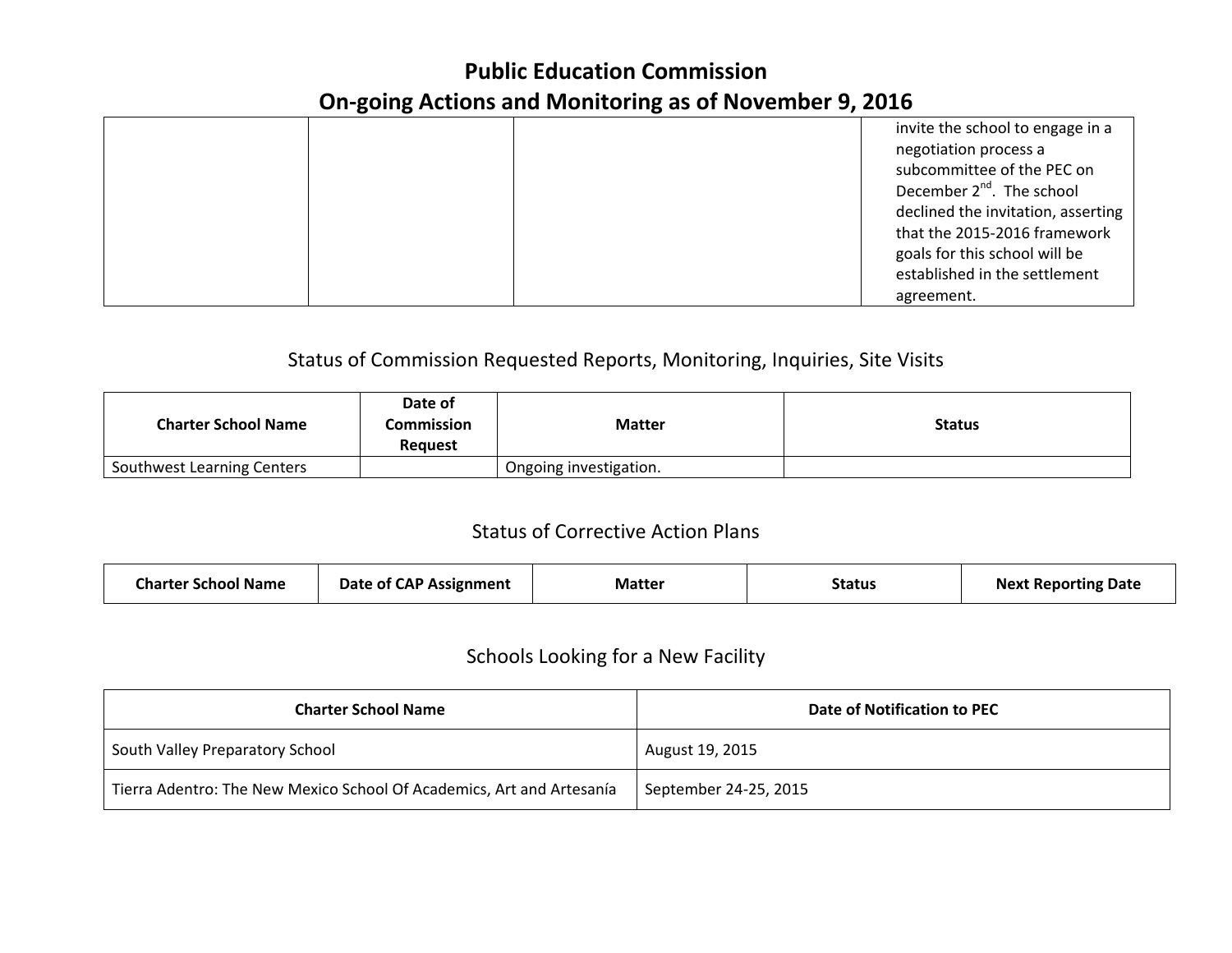# Public Education Commission

## On-going Actions and Monitoring as of November 9, 2016

| | | | |
|---|---|---|---|
| | | | invite the school to engage in a negotiation process a subcommittee of the PEC on December 2nd. The school declined the invitation, asserting that the 2015-2016 framework goals for this school will be established in the settlement agreement. |

## Status of Commission Requested Reports, Monitoring, Inquiries, Site Visits

| Charter School Name | Date of Commission Request | Matter | Status |
|---|---|---|---|
| Southwest Learning Centers | | Ongoing investigation. | |

## Status of Corrective Action Plans

| Charter School Name | Date of CAP Assignment | Matter | Status | Next Reporting Date |
|---|---|---|---|---|

## Schools Looking for a New Facility

| Charter School Name | Date of Notification to PEC |
|---|---|
| South Valley Preparatory School | August 19, 2015 |
| Tierra Adentro: The New Mexico School Of Academics, Art and Artesanía | September 24-25, 2015 |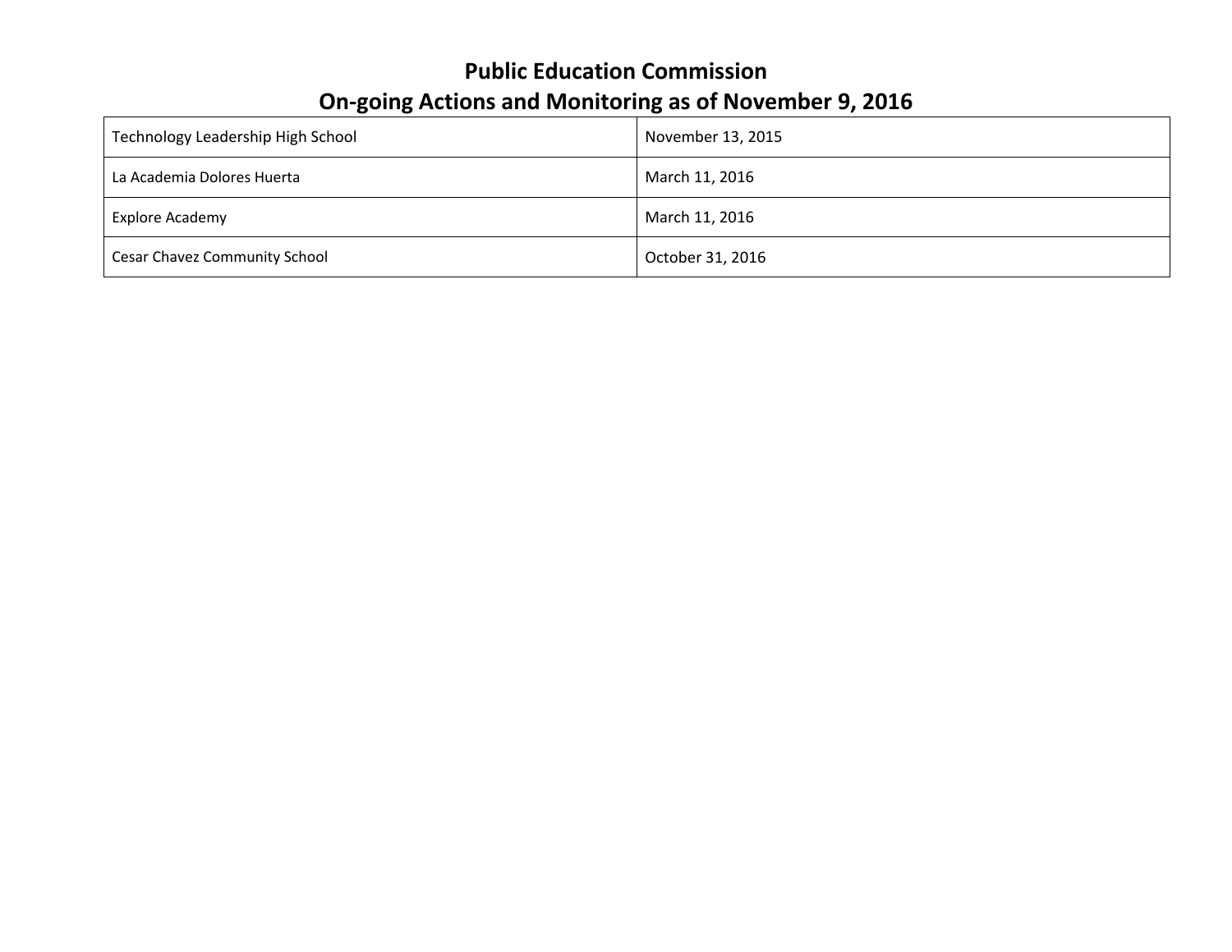# Public Education Commission

## On-going Actions and Monitoring as of November 9, 2016

| | |
|---|---|
| Technology Leadership High School | November 13, 2015 |
| La Academia Dolores Huerta | March 11, 2016 |
| Explore Academy | March 11, 2016 |
| Cesar Chavez Community School | October 31, 2016 |